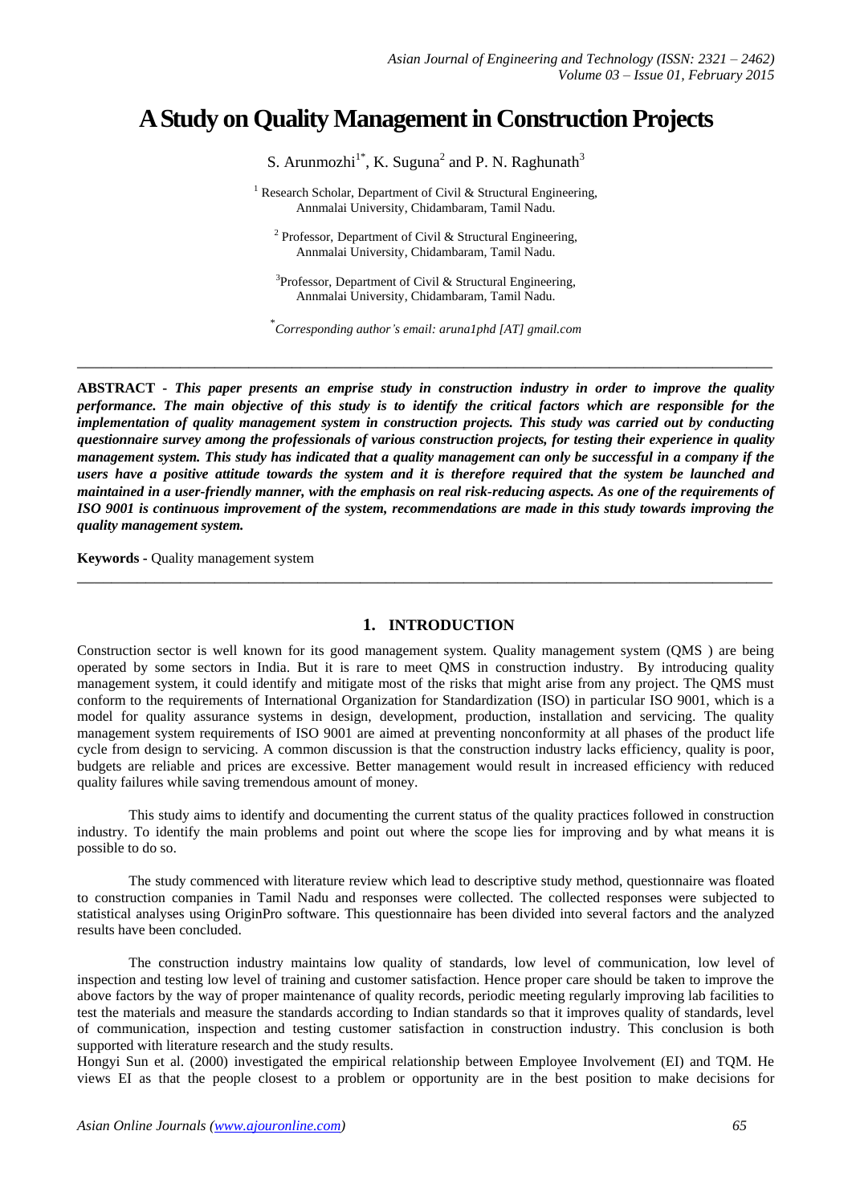# A Study on Quality Management in Construction Projects

S. Arunmozhi[1*], K. Suguna[2] and P. N. Raghunath[3]

[1] Research Scholar, Department of Civil & Structural Engineering, Annmalai University, Chidambaram, Tamil Nadu.

[2] Professor, Department of Civil & Structural Engineering, Annmalai University, Chidambaram, Tamil Nadu.

[3] Professor, Department of Civil & Structural Engineering, Annmalai University, Chidambaram, Tamil Nadu.

*[*Corresponding author's email: aruna1phd [AT] gmail.com*]*

---

**ABSTRACT -** ***This paper presents an emprise study in construction industry in order to improve the quality performance. The main objective of this study is to identify the critical factors which are responsible for the implementation of quality management system in construction projects. This study was carried out by conducting questionnaire survey among the professionals of various construction projects, for testing their experience in quality management system. This study has indicated that a quality management can only be successful in a company if the users have a positive attitude towards the system and it is therefore required that the system be launched and maintained in a user-friendly manner, with the emphasis on real risk-reducing aspects. As one of the requirements of ISO 9001 is continuous improvement of the system, recommendations are made in this study towards improving the quality management system.***

**Keywords -** Quality management system

---

## 1. INTRODUCTION

Construction sector is well known for its good management system. Quality management system (QMS ) are being operated by some sectors in India. But it is rare to meet QMS in construction industry. By introducing quality management system, it could identify and mitigate most of the risks that might arise from any project. The QMS must conform to the requirements of International Organization for Standardization (ISO) in particular ISO 9001, which is a model for quality assurance systems in design, development, production, installation and servicing. The quality management system requirements of ISO 9001 are aimed at preventing nonconformity at all phases of the product life cycle from design to servicing. A common discussion is that the construction industry lacks efficiency, quality is poor, budgets are reliable and prices are excessive. Better management would result in increased efficiency with reduced quality failures while saving tremendous amount of money.

This study aims to identify and documenting the current status of the quality practices followed in construction industry. To identify the main problems and point out where the scope lies for improving and by what means it is possible to do so.

The study commenced with literature review which lead to descriptive study method, questionnaire was floated to construction companies in Tamil Nadu and responses were collected. The collected responses were subjected to statistical analyses using OriginPro software. This questionnaire has been divided into several factors and the analyzed results have been concluded.

The construction industry maintains low quality of standards, low level of communication, low level of inspection and testing low level of training and customer satisfaction. Hence proper care should be taken to improve the above factors by the way of proper maintenance of quality records, periodic meeting regularly improving lab facilities to test the materials and measure the standards according to Indian standards so that it improves quality of standards, level of communication, inspection and testing customer satisfaction in construction industry. This conclusion is both supported with literature research and the study results.

Hongyi Sun et al. (2000) investigated the empirical relationship between Employee Involvement (EI) and TQM. He views EI as that the people closest to a problem or opportunity are in the best position to make decisions for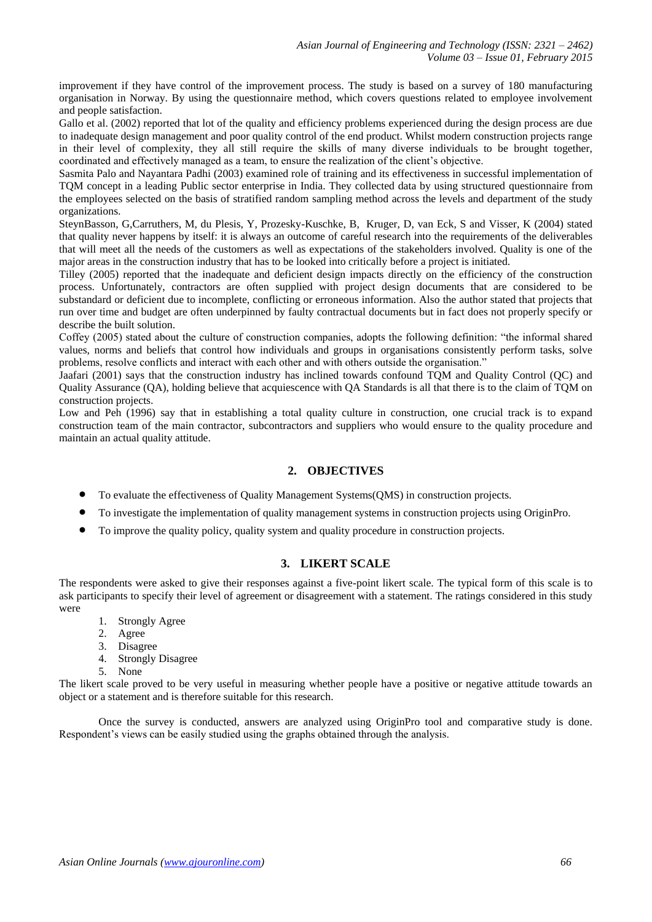improvement if they have control of the improvement process. The study is based on a survey of 180 manufacturing organisation in Norway. By using the questionnaire method, which covers questions related to employee involvement and people satisfaction.

Gallo et al. (2002) reported that lot of the quality and efficiency problems experienced during the design process are due to inadequate design management and poor quality control of the end product. Whilst modern construction projects range in their level of complexity, they all still require the skills of many diverse individuals to be brought together, coordinated and effectively managed as a team, to ensure the realization of the client's objective.

Sasmita Palo and Nayantara Padhi (2003) examined role of training and its effectiveness in successful implementation of TQM concept in a leading Public sector enterprise in India. They collected data by using structured questionnaire from the employees selected on the basis of stratified random sampling method across the levels and department of the study organizations.

SteynBasson, G,Carruthers, M, du Plesis, Y, Prozesky-Kuschke, B, Kruger, D, van Eck, S and Visser, K (2004) stated that quality never happens by itself: it is always an outcome of careful research into the requirements of the deliverables that will meet all the needs of the customers as well as expectations of the stakeholders involved. Quality is one of the major areas in the construction industry that has to be looked into critically before a project is initiated.

Tilley (2005) reported that the inadequate and deficient design impacts directly on the efficiency of the construction process. Unfortunately, contractors are often supplied with project design documents that are considered to be substandard or deficient due to incomplete, conflicting or erroneous information. Also the author stated that projects that run over time and budget are often underpinned by faulty contractual documents but in fact does not properly specify or describe the built solution.

Coffey (2005) stated about the culture of construction companies, adopts the following definition: "the informal shared values, norms and beliefs that control how individuals and groups in organisations consistently perform tasks, solve problems, resolve conflicts and interact with each other and with others outside the organisation."

Jaafari (2001) says that the construction industry has inclined towards confound TQM and Quality Control (QC) and Quality Assurance (QA), holding believe that acquiescence with QA Standards is all that there is to the claim of TQM on construction projects.

Low and Peh (1996) say that in establishing a total quality culture in construction, one crucial track is to expand construction team of the main contractor, subcontractors and suppliers who would ensure to the quality procedure and maintain an actual quality attitude.

## 2. OBJECTIVES

- To evaluate the effectiveness of Quality Management Systems(QMS) in construction projects.
- To investigate the implementation of quality management systems in construction projects using OriginPro.
- To improve the quality policy, quality system and quality procedure in construction projects.

## 3. LIKERT SCALE

The respondents were asked to give their responses against a five-point likert scale. The typical form of this scale is to ask participants to specify their level of agreement or disagreement with a statement. The ratings considered in this study were

1. Strongly Agree
2. Agree
3. Disagree
4. Strongly Disagree
5. None

The likert scale proved to be very useful in measuring whether people have a positive or negative attitude towards an object or a statement and is therefore suitable for this research.

Once the survey is conducted, answers are analyzed using OriginPro tool and comparative study is done. Respondent's views can be easily studied using the graphs obtained through the analysis.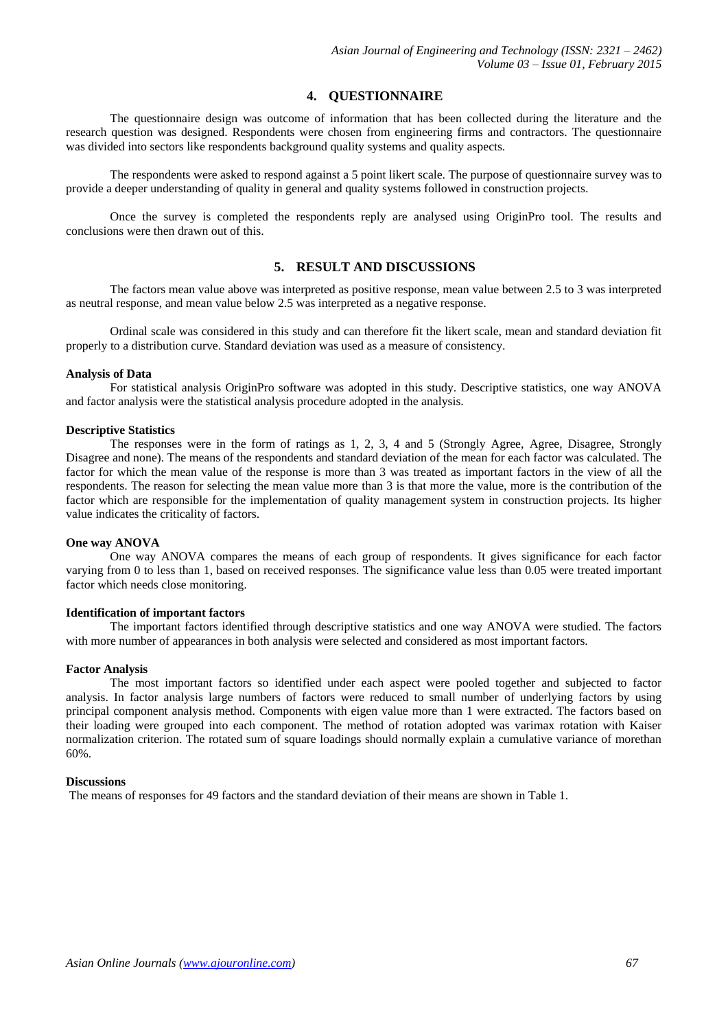## 4. QUESTIONNAIRE

The questionnaire design was outcome of information that has been collected during the literature and the research question was designed. Respondents were chosen from engineering firms and contractors. The questionnaire was divided into sectors like respondents background quality systems and quality aspects.

The respondents were asked to respond against a 5 point likert scale. The purpose of questionnaire survey was to provide a deeper understanding of quality in general and quality systems followed in construction projects.

Once the survey is completed the respondents reply are analysed using OriginPro tool. The results and conclusions were then drawn out of this.

## 5. RESULT AND DISCUSSIONS

The factors mean value above was interpreted as positive response, mean value between 2.5 to 3 was interpreted as neutral response, and mean value below 2.5 was interpreted as a negative response.

Ordinal scale was considered in this study and can therefore fit the likert scale, mean and standard deviation fit properly to a distribution curve. Standard deviation was used as a measure of consistency.

**Analysis of Data**

For statistical analysis OriginPro software was adopted in this study. Descriptive statistics, one way ANOVA and factor analysis were the statistical analysis procedure adopted in the analysis.

**Descriptive Statistics**

The responses were in the form of ratings as 1, 2, 3, 4 and 5 (Strongly Agree, Agree, Disagree, Strongly Disagree and none). The means of the respondents and standard deviation of the mean for each factor was calculated. The factor for which the mean value of the response is more than 3 was treated as important factors in the view of all the respondents. The reason for selecting the mean value more than 3 is that more the value, more is the contribution of the factor which are responsible for the implementation of quality management system in construction projects. Its higher value indicates the criticality of factors.

**One way ANOVA**

One way ANOVA compares the means of each group of respondents. It gives significance for each factor varying from 0 to less than 1, based on received responses. The significance value less than 0.05 were treated important factor which needs close monitoring.

**Identification of important factors**

The important factors identified through descriptive statistics and one way ANOVA were studied. The factors with more number of appearances in both analysis were selected and considered as most important factors.

**Factor Analysis**

The most important factors so identified under each aspect were pooled together and subjected to factor analysis. In factor analysis large numbers of factors were reduced to small number of underlying factors by using principal component analysis method. Components with eigen value more than 1 were extracted. The factors based on their loading were grouped into each component. The method of rotation adopted was varimax rotation with Kaiser normalization criterion. The rotated sum of square loadings should normally explain a cumulative variance of morethan 60%.

**Discussions**

The means of responses for 49 factors and the standard deviation of their means are shown in Table 1.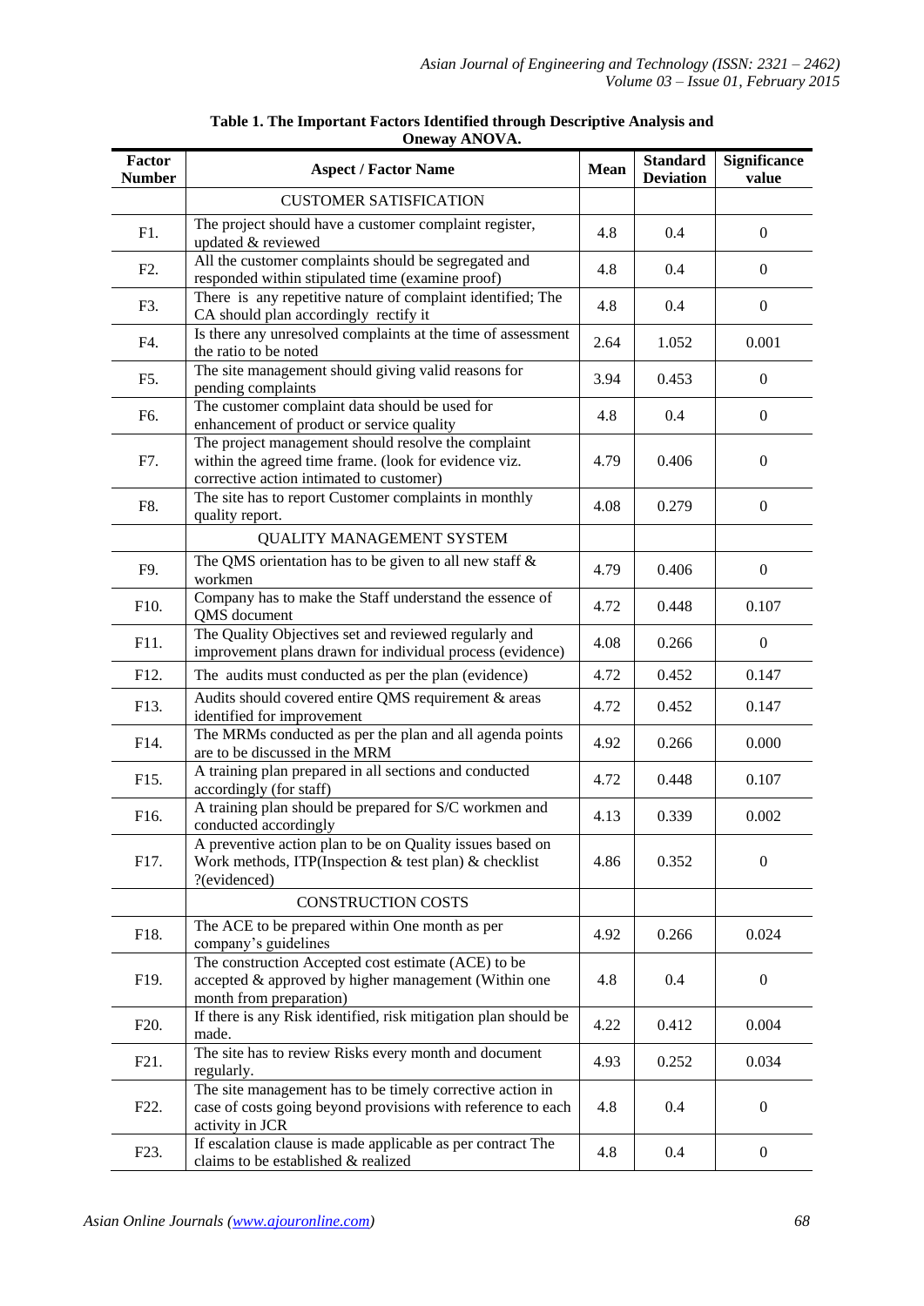**Table 1. The Important Factors Identified through Descriptive Analysis and Oneway ANOVA.**

| Factor Number | Aspect / Factor Name | Mean | Standard Deviation | Significance value |
|---|---|---|---|---|
| | CUSTOMER SATISFICATION | | | |
| F1. | The project should have a customer complaint register, updated & reviewed | 4.8 | 0.4 | 0 |
| F2. | All the customer complaints should be segregated and responded within stipulated time (examine proof) | 4.8 | 0.4 | 0 |
| F3. | There is any repetitive nature of complaint identified; The CA should plan accordingly rectify it | 4.8 | 0.4 | 0 |
| F4. | Is there any unresolved complaints at the time of assessment the ratio to be noted | 2.64 | 1.052 | 0.001 |
| F5. | The site management should giving valid reasons for pending complaints | 3.94 | 0.453 | 0 |
| F6. | The customer complaint data should be used for enhancement of product or service quality | 4.8 | 0.4 | 0 |
| F7. | The project management should resolve the complaint within the agreed time frame. (look for evidence viz. corrective action intimated to customer) | 4.79 | 0.406 | 0 |
| F8. | The site has to report Customer complaints in monthly quality report. | 4.08 | 0.279 | 0 |
| | QUALITY MANAGEMENT SYSTEM | | | |
| F9. | The QMS orientation has to be given to all new staff & workmen | 4.79 | 0.406 | 0 |
| F10. | Company has to make the Staff understand the essence of QMS document | 4.72 | 0.448 | 0.107 |
| F11. | The Quality Objectives set and reviewed regularly and improvement plans drawn for individual process (evidence) | 4.08 | 0.266 | 0 |
| F12. | The audits must conducted as per the plan (evidence) | 4.72 | 0.452 | 0.147 |
| F13. | Audits should covered entire QMS requirement & areas identified for improvement | 4.72 | 0.452 | 0.147 |
| F14. | The MRMs conducted as per the plan and all agenda points are to be discussed in the MRM | 4.92 | 0.266 | 0.000 |
| F15. | A training plan prepared in all sections and conducted accordingly (for staff) | 4.72 | 0.448 | 0.107 |
| F16. | A training plan should be prepared for S/C workmen and conducted accordingly | 4.13 | 0.339 | 0.002 |
| F17. | A preventive action plan to be on Quality issues based on Work methods, ITP(Inspection & test plan) & checklist ?(evidenced) | 4.86 | 0.352 | 0 |
| | CONSTRUCTION COSTS | | | |
| F18. | The ACE to be prepared within One month as per company's guidelines | 4.92 | 0.266 | 0.024 |
| F19. | The construction Accepted cost estimate (ACE) to be accepted & approved by higher management (Within one month from preparation) | 4.8 | 0.4 | 0 |
| F20. | If there is any Risk identified, risk mitigation plan should be made. | 4.22 | 0.412 | 0.004 |
| F21. | The site has to review Risks every month and document regularly. | 4.93 | 0.252 | 0.034 |
| F22. | The site management has to be timely corrective action in case of costs going beyond provisions with reference to each activity in JCR | 4.8 | 0.4 | 0 |
| F23. | If escalation clause is made applicable as per contract The claims to be established & realized | 4.8 | 0.4 | 0 |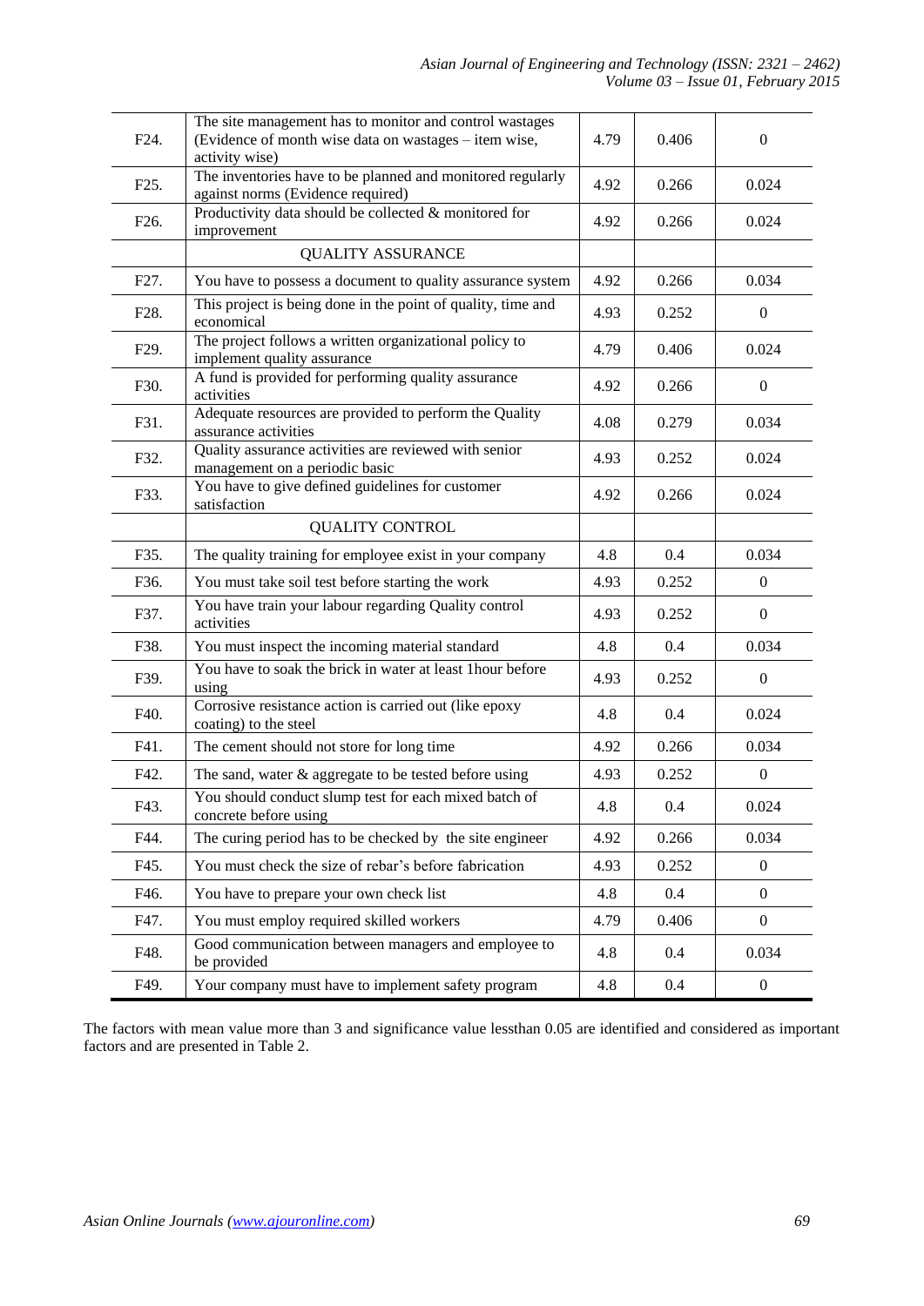| | | | | |
|---|---|---|---|---|
| F24. | The site management has to monitor and control wastages (Evidence of month wise data on wastages – item wise, activity wise) | 4.79 | 0.406 | 0 |
| F25. | The inventories have to be planned and monitored regularly against norms (Evidence required) | 4.92 | 0.266 | 0.024 |
| F26. | Productivity data should be collected & monitored for improvement | 4.92 | 0.266 | 0.024 |
| | QUALITY ASSURANCE | | | |
| F27. | You have to possess a document to quality assurance system | 4.92 | 0.266 | 0.034 |
| F28. | This project is being done in the point of quality, time and economical | 4.93 | 0.252 | 0 |
| F29. | The project follows a written organizational policy to implement quality assurance | 4.79 | 0.406 | 0.024 |
| F30. | A fund is provided for performing quality assurance activities | 4.92 | 0.266 | 0 |
| F31. | Adequate resources are provided to perform the Quality assurance activities | 4.08 | 0.279 | 0.034 |
| F32. | Quality assurance activities are reviewed with senior management on a periodic basic | 4.93 | 0.252 | 0.024 |
| F33. | You have to give defined guidelines for customer satisfaction | 4.92 | 0.266 | 0.024 |
| | QUALITY CONTROL | | | |
| F35. | The quality training for employee exist in your company | 4.8 | 0.4 | 0.034 |
| F36. | You must take soil test before starting the work | 4.93 | 0.252 | 0 |
| F37. | You have train your labour regarding Quality control activities | 4.93 | 0.252 | 0 |
| F38. | You must inspect the incoming material standard | 4.8 | 0.4 | 0.034 |
| F39. | You have to soak the brick in water at least 1hour before using | 4.93 | 0.252 | 0 |
| F40. | Corrosive resistance action is carried out (like epoxy coating) to the steel | 4.8 | 0.4 | 0.024 |
| F41. | The cement should not store for long time | 4.92 | 0.266 | 0.034 |
| F42. | The sand, water & aggregate to be tested before using | 4.93 | 0.252 | 0 |
| F43. | You should conduct slump test for each mixed batch of concrete before using | 4.8 | 0.4 | 0.024 |
| F44. | The curing period has to be checked by the site engineer | 4.92 | 0.266 | 0.034 |
| F45. | You must check the size of rebar's before fabrication | 4.93 | 0.252 | 0 |
| F46. | You have to prepare your own check list | 4.8 | 0.4 | 0 |
| F47. | You must employ required skilled workers | 4.79 | 0.406 | 0 |
| F48. | Good communication between managers and employee to be provided | 4.8 | 0.4 | 0.034 |
| F49. | Your company must have to implement safety program | 4.8 | 0.4 | 0 |

The factors with mean value more than 3 and significance value lessthan 0.05 are identified and considered as important factors and are presented in Table 2.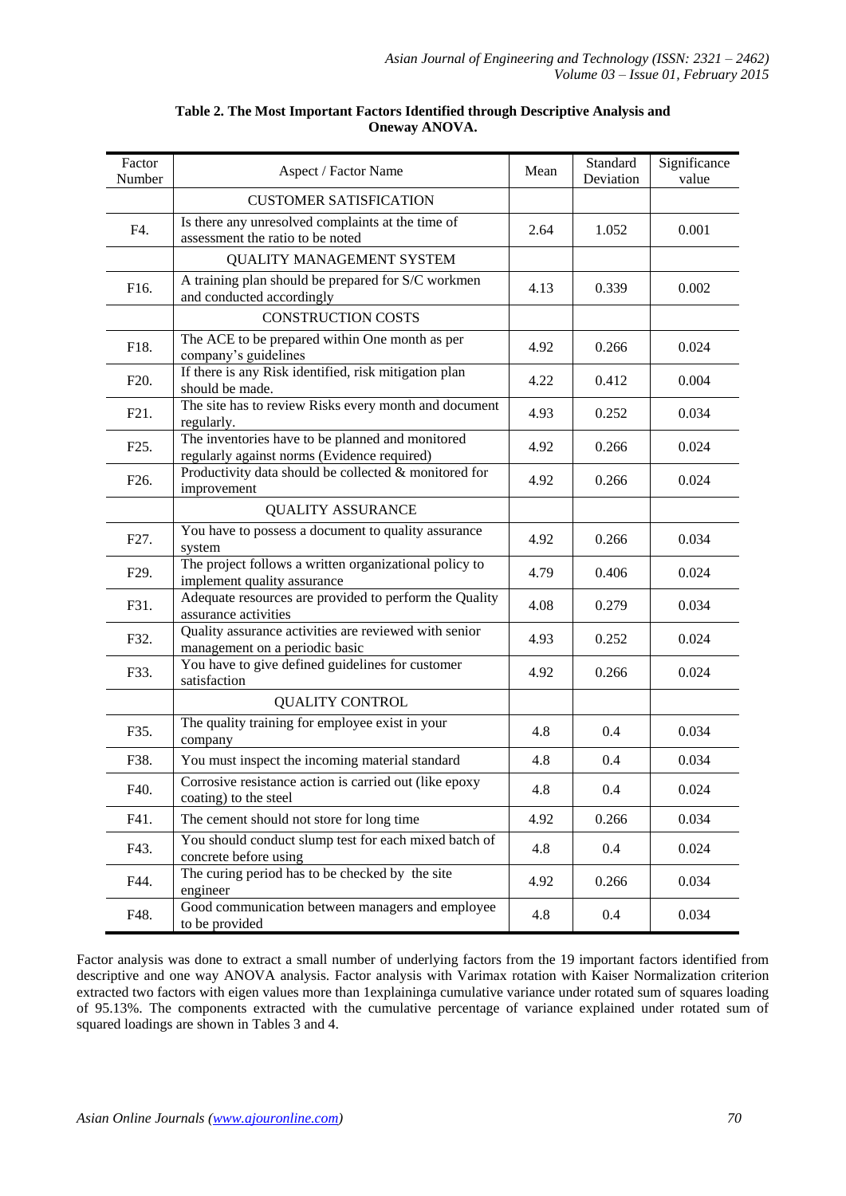**Table 2. The Most Important Factors Identified through Descriptive Analysis and Oneway ANOVA.**

| Factor Number | Aspect / Factor Name | Mean | Standard Deviation | Significance value |
|---|---|---|---|---|
| | CUSTOMER SATISFACTION | | | |
| F4. | Is there any unresolved complaints at the time of assessment the ratio to be noted | 2.64 | 1.052 | 0.001 |
| | QUALITY MANAGEMENT SYSTEM | | | |
| F16. | A training plan should be prepared for S/C workmen and conducted accordingly | 4.13 | 0.339 | 0.002 |
| | CONSTRUCTION COSTS | | | |
| F18. | The ACE to be prepared within One month as per company's guidelines | 4.92 | 0.266 | 0.024 |
| F20. | If there is any Risk identified, risk mitigation plan should be made. | 4.22 | 0.412 | 0.004 |
| F21. | The site has to review Risks every month and document regularly. | 4.93 | 0.252 | 0.034 |
| F25. | The inventories have to be planned and monitored regularly against norms (Evidence required) | 4.92 | 0.266 | 0.024 |
| F26. | Productivity data should be collected & monitored for improvement | 4.92 | 0.266 | 0.024 |
| | QUALITY ASSURANCE | | | |
| F27. | You have to possess a document to quality assurance system | 4.92 | 0.266 | 0.034 |
| F29. | The project follows a written organizational policy to implement quality assurance | 4.79 | 0.406 | 0.024 |
| F31. | Adequate resources are provided to perform the Quality assurance activities | 4.08 | 0.279 | 0.034 |
| F32. | Quality assurance activities are reviewed with senior management on a periodic basic | 4.93 | 0.252 | 0.024 |
| F33. | You have to give defined guidelines for customer satisfaction | 4.92 | 0.266 | 0.024 |
| | QUALITY CONTROL | | | |
| F35. | The quality training for employee exist in your company | 4.8 | 0.4 | 0.034 |
| F38. | You must inspect the incoming material standard | 4.8 | 0.4 | 0.034 |
| F40. | Corrosive resistance action is carried out (like epoxy coating) to the steel | 4.8 | 0.4 | 0.024 |
| F41. | The cement should not store for long time | 4.92 | 0.266 | 0.034 |
| F43. | You should conduct slump test for each mixed batch of concrete before using | 4.8 | 0.4 | 0.024 |
| F44. | The curing period has to be checked by the site engineer | 4.92 | 0.266 | 0.034 |
| F48. | Good communication between managers and employee to be provided | 4.8 | 0.4 | 0.034 |

Factor analysis was done to extract a small number of underlying factors from the 19 important factors identified from descriptive and one way ANOVA analysis. Factor analysis with Varimax rotation with Kaiser Normalization criterion extracted two factors with eigen values more than 1explaininga cumulative variance under rotated sum of squares loading of 95.13%. The components extracted with the cumulative percentage of variance explained under rotated sum of squared loadings are shown in Tables 3 and 4.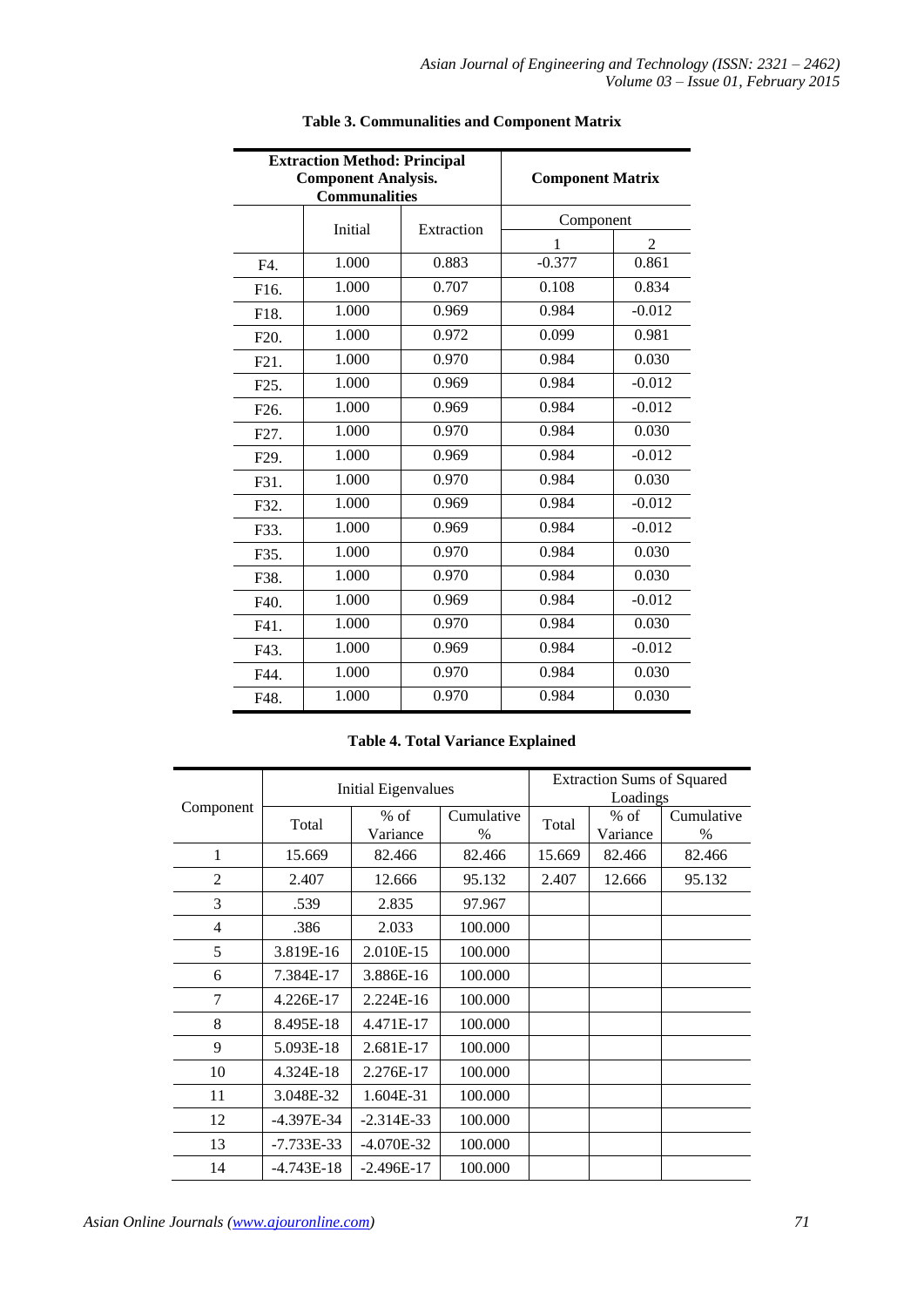**Table 3. Communalities and Component Matrix**

| Extraction Method: Principal Component Analysis. Communalities | | | Component Matrix | |
|---|---|---|---|---|
| | Initial | Extraction | Component | |
| | | | 1 | 2 |
| F4. | 1.000 | 0.883 | -0.377 | 0.861 |
| F16. | 1.000 | 0.707 | 0.108 | 0.834 |
| F18. | 1.000 | 0.969 | 0.984 | -0.012 |
| F20. | 1.000 | 0.972 | 0.099 | 0.981 |
| F21. | 1.000 | 0.970 | 0.984 | 0.030 |
| F25. | 1.000 | 0.969 | 0.984 | -0.012 |
| F26. | 1.000 | 0.969 | 0.984 | -0.012 |
| F27. | 1.000 | 0.970 | 0.984 | 0.030 |
| F29. | 1.000 | 0.969 | 0.984 | -0.012 |
| F31. | 1.000 | 0.970 | 0.984 | 0.030 |
| F32. | 1.000 | 0.969 | 0.984 | -0.012 |
| F33. | 1.000 | 0.969 | 0.984 | -0.012 |
| F35. | 1.000 | 0.970 | 0.984 | 0.030 |
| F38. | 1.000 | 0.970 | 0.984 | 0.030 |
| F40. | 1.000 | 0.969 | 0.984 | -0.012 |
| F41. | 1.000 | 0.970 | 0.984 | 0.030 |
| F43. | 1.000 | 0.969 | 0.984 | -0.012 |
| F44. | 1.000 | 0.970 | 0.984 | 0.030 |
| F48. | 1.000 | 0.970 | 0.984 | 0.030 |

**Table 4. Total Variance Explained**

| Component | Initial Eigenvalues | | | Extraction Sums of Squared Loadings | | |
|---|---|---|---|---|---|---|
| | Total | % of Variance | Cumulative % | Total | % of Variance | Cumulative % |
| 1 | 15.669 | 82.466 | 82.466 | 15.669 | 82.466 | 82.466 |
| 2 | 2.407 | 12.666 | 95.132 | 2.407 | 12.666 | 95.132 |
| 3 | .539 | 2.835 | 97.967 | | | |
| 4 | .386 | 2.033 | 100.000 | | | |
| 5 | 3.819E-16 | 2.010E-15 | 100.000 | | | |
| 6 | 7.384E-17 | 3.886E-16 | 100.000 | | | |
| 7 | 4.226E-17 | 2.224E-16 | 100.000 | | | |
| 8 | 8.495E-18 | 4.471E-17 | 100.000 | | | |
| 9 | 5.093E-18 | 2.681E-17 | 100.000 | | | |
| 10 | 4.324E-18 | 2.276E-17 | 100.000 | | | |
| 11 | 3.048E-32 | 1.604E-31 | 100.000 | | | |
| 12 | -4.397E-34 | -2.314E-33 | 100.000 | | | |
| 13 | -7.733E-33 | -4.070E-32 | 100.000 | | | |
| 14 | -4.743E-18 | -2.496E-17 | 100.000 | | | |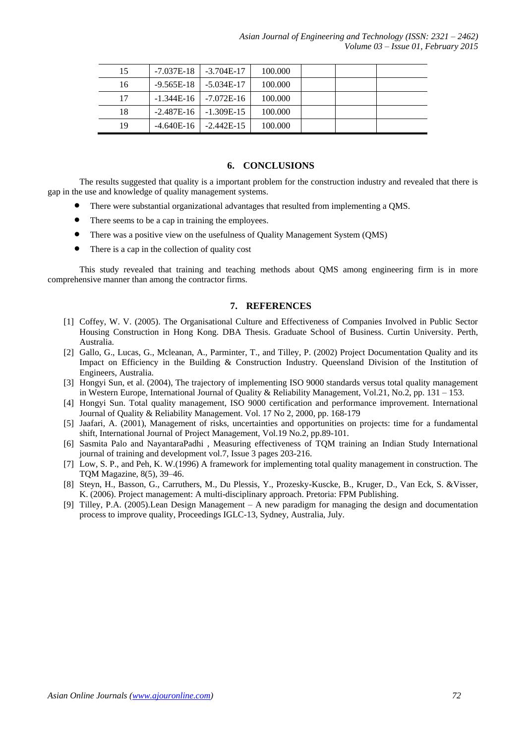| | | | | | | |
|---|---|---|---|---|---|---|
| 15 | -7.037E-18 | -3.704E-17 | 100.000 | | | |
| 16 | -9.565E-18 | -5.034E-17 | 100.000 | | | |
| 17 | -1.344E-16 | -7.072E-16 | 100.000 | | | |
| 18 | -2.487E-16 | -1.309E-15 | 100.000 | | | |
| 19 | -4.640E-16 | -2.442E-15 | 100.000 | | | |

## 6. CONCLUSIONS

The results suggested that quality is a important problem for the construction industry and revealed that there is gap in the use and knowledge of quality management systems.

- There were substantial organizational advantages that resulted from implementing a QMS.
- There seems to be a cap in training the employees.
- There was a positive view on the usefulness of Quality Management System (QMS)
- There is a cap in the collection of quality cost

This study revealed that training and teaching methods about QMS among engineering firm is in more comprehensive manner than among the contractor firms.

## 7. REFERENCES

[1] Coffey, W. V. (2005). The Organisational Culture and Effectiveness of Companies Involved in Public Sector Housing Construction in Hong Kong. DBA Thesis. Graduate School of Business. Curtin University. Perth, Australia.

[2] Gallo, G., Lucas, G., Mcleanan, A., Parminter, T., and Tilley, P. (2002) Project Documentation Quality and its Impact on Efficiency in the Building & Construction Industry. Queensland Division of the Institution of Engineers, Australia.

[3] Hongyi Sun, et al. (2004), The trajectory of implementing ISO 9000 standards versus total quality management in Western Europe, International Journal of Quality & Reliability Management, Vol.21, No.2, pp. 131 – 153.

[4] Hongyi Sun. Total quality management, ISO 9000 certification and performance improvement. International Journal of Quality & Reliability Management. Vol. 17 No 2, 2000, pp. 168-179

[5] Jaafari, A. (2001), Management of risks, uncertainties and opportunities on projects: time for a fundamental shift, International Journal of Project Management, Vol.19 No.2, pp.89-101.

[6] Sasmita Palo and NayantaraPadhi , Measuring effectiveness of TQM training an Indian Study International journal of training and development vol.7, Issue 3 pages 203-216.

[7] Low, S. P., and Peh, K. W.(1996) A framework for implementing total quality management in construction. The TQM Magazine, 8(5), 39–46.

[8] Steyn, H., Basson, G., Carruthers, M., Du Plessis, Y., Prozesky-Kuscke, B., Kruger, D., Van Eck, S. &Visser, K. (2006). Project management: A multi-disciplinary approach. Pretoria: FPM Publishing.

[9] Tilley, P.A. (2005).Lean Design Management – A new paradigm for managing the design and documentation process to improve quality, Proceedings IGLC-13, Sydney, Australia, July.